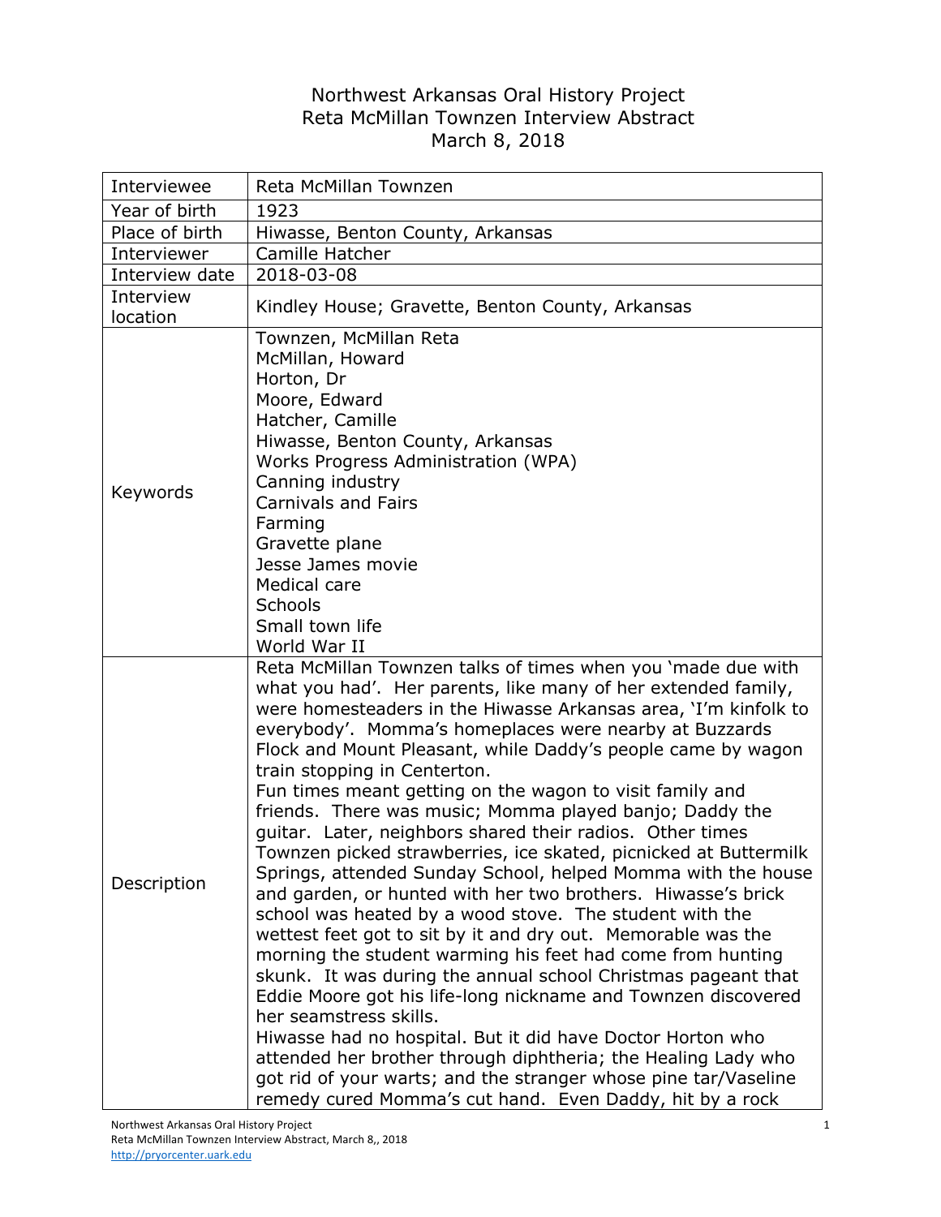# Northwest Arkansas Oral History Project
## Reta McMillan Townzen Interview Abstract
### March 8, 2018

| | |
|---|---|
| Interviewee | Reta McMillan Townzen |
| Year of birth | 1923 |
| Place of birth | Hiwasse, Benton County, Arkansas |
| Interviewer | Camille Hatcher |
| Interview date | 2018-03-08 |
| Interview location | Kindley House; Gravette, Benton County, Arkansas |
| Keywords | Townzen, McMillan Reta<br>McMillan, Howard<br>Horton, Dr<br>Moore, Edward<br>Hatcher, Camille<br>Hiwasse, Benton County, Arkansas<br>Works Progress Administration (WPA)<br>Canning industry<br>Carnivals and Fairs<br>Farming<br>Gravette plane<br>Jesse James movie<br>Medical care<br>Schools<br>Small town life<br>World War II |
| Description | Reta McMillan Townzen talks of times when you 'made due with what you had'. Her parents, like many of her extended family, were homesteaders in the Hiwasse Arkansas area, 'I'm kinfolk to everybody'. Momma's homeplaces were nearby at Buzzards Flock and Mount Pleasant, while Daddy's people came by wagon train stopping in Centerton.<br>Fun times meant getting on the wagon to visit family and friends. There was music; Momma played banjo; Daddy the guitar. Later, neighbors shared their radios. Other times Townzen picked strawberries, ice skated, picnicked at Buttermilk Springs, attended Sunday School, helped Momma with the house and garden, or hunted with her two brothers. Hiwasse's brick school was heated by a wood stove. The student with the wettest feet got to sit by it and dry out. Memorable was the morning the student warming his feet had come from hunting skunk. It was during the annual school Christmas pageant that Eddie Moore got his life-long nickname and Townzen discovered her seamstress skills.<br>Hiwasse had no hospital. But it did have Doctor Horton who attended her brother through diphtheria; the Healing Lady who got rid of your warts; and the stranger whose pine tar/Vaseline remedy cured Momma's cut hand. Even Daddy, hit by a rock |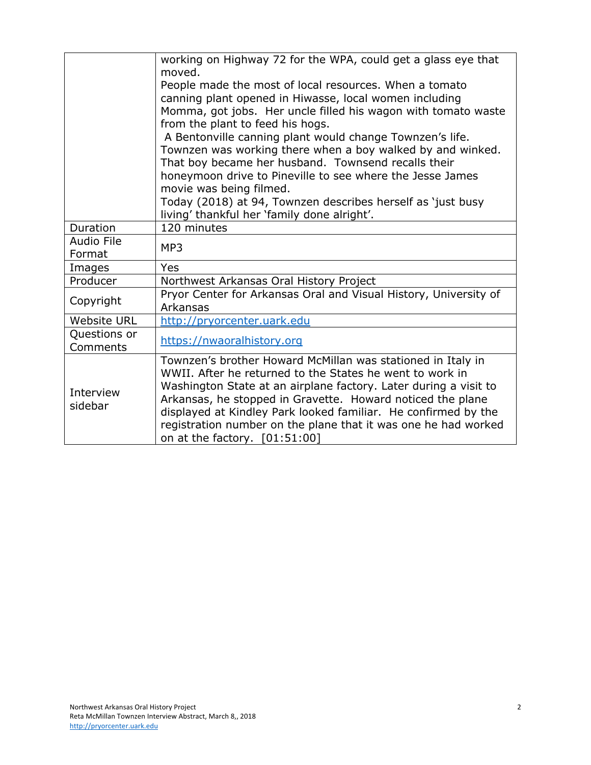| | |
|---|---|
| | working on Highway 72 for the WPA, could get a glass eye that moved.<br>People made the most of local resources. When a tomato canning plant opened in Hiwasse, local women including Momma, got jobs. Her uncle filled his wagon with tomato waste from the plant to feed his hogs.<br>A Bentonville canning plant would change Townzen's life. Townzen was working there when a boy walked by and winked. That boy became her husband. Townsend recalls their honeymoon drive to Pineville to see where the Jesse James movie was being filmed.<br>Today (2018) at 94, Townzen describes herself as 'just busy living' thankful her 'family done alright'. |
| Duration | 120 minutes |
| Audio File Format | MP3 |
| Images | Yes |
| Producer | Northwest Arkansas Oral History Project |
| Copyright | Pryor Center for Arkansas Oral and Visual History, University of Arkansas |
| Website URL | http://pryorcenter.uark.edu |
| Questions or Comments | https://nwaoralhistory.org |
| Interview sidebar | Townzen's brother Howard McMillan was stationed in Italy in WWII. After he returned to the States he went to work in Washington State at an airplane factory. Later during a visit to Arkansas, he stopped in Gravette. Howard noticed the plane displayed at Kindley Park looked familiar. He confirmed by the registration number on the plane that it was one he had worked on at the factory. [01:51:00] |